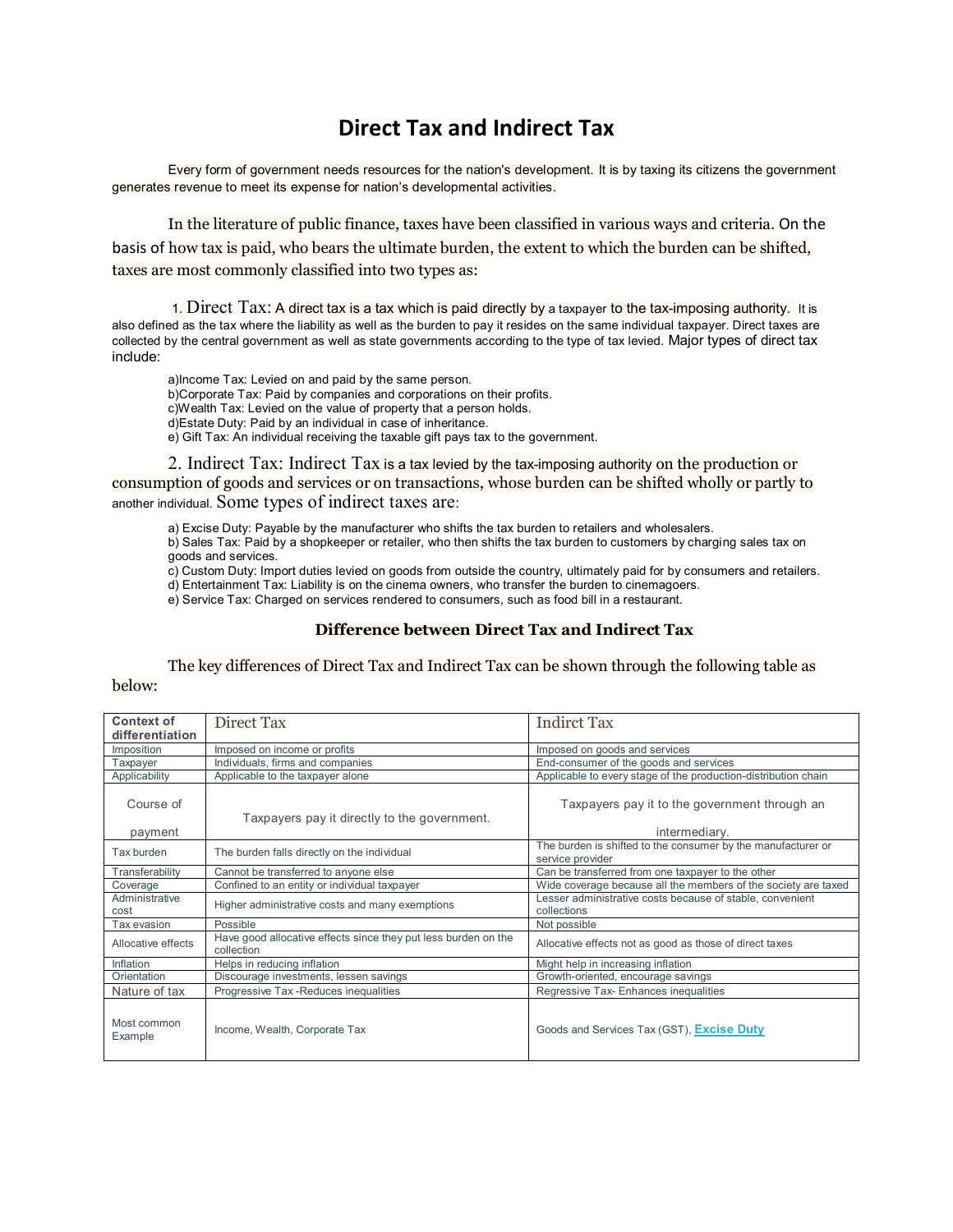# Direct Tax and Indirect Tax

Every form of government needs resources for the nation's development. It is by taxing its citizens the government generates revenue to meet its expense for nation's developmental activities.

In the literature of public finance, taxes have been classified in various ways and criteria. On the basis of how tax is paid, who bears the ultimate burden, the extent to which the burden can be shifted, taxes are most commonly classified into two types as:

1. Direct Tax: A direct tax is a tax which is paid directly by a taxpayer to the tax-imposing authority. It is also defined as the tax where the liability as well as the burden to pay it resides on the same individual taxpayer. Direct taxes are collected by the central government as well as state governments according to the type of tax levied. Major types of direct tax include:

   a)Income Tax: Levied on and paid by the same person.
   b)Corporate Tax: Paid by companies and corporations on their profits.
   c)Wealth Tax: Levied on the value of property that a person holds.
   d)Estate Duty: Paid by an individual in case of inheritance.
   e) Gift Tax: An individual receiving the taxable gift pays tax to the government.

2. Indirect Tax: Indirect Tax is a tax levied by the tax-imposing authority on the production or consumption of goods and services or on transactions, whose burden can be shifted wholly or partly to another individual. Some types of indirect taxes are:

   a) Excise Duty: Payable by the manufacturer who shifts the tax burden to retailers and wholesalers.
   b) Sales Tax: Paid by a shopkeeper or retailer, who then shifts the tax burden to customers by charging sales tax on goods and services.
   c) Custom Duty: Import duties levied on goods from outside the country, ultimately paid for by consumers and retailers.
   d) Entertainment Tax: Liability is on the cinema owners, who transfer the burden to cinemagoers.
   e) Service Tax: Charged on services rendered to consumers, such as food bill in a restaurant.

### Difference between Direct Tax and Indirect Tax

The key differences of Direct Tax and Indirect Tax can be shown through the following table as below:

| Context of differentiation | Direct Tax | Indirect Tax |
|---|---|---|
| Imposition | Imposed on income or profits | Imposed on goods and services |
| Taxpayer | Individuals, firms and companies | End-consumer of the goods and services |
| Applicability | Applicable to the taxpayer alone | Applicable to every stage of the production-distribution chain |
| Course of payment | Taxpayers pay it directly to the government. | Taxpayers pay it to the government through an intermediary. |
| Tax burden | The burden falls directly on the individual | The burden is shifted to the consumer by the manufacturer or service provider |
| Transferability | Cannot be transferred to anyone else | Can be transferred from one taxpayer to the other |
| Coverage | Confined to an entity or individual taxpayer | Wide coverage because all the members of the society are taxed |
| Administrative cost | Higher administrative costs and many exemptions | Lesser administrative costs because of stable, convenient collections |
| Tax evasion | Possible | Not possible |
| Allocative effects | Have good allocative effects since they put less burden on the collection | Allocative effects not as good as those of direct taxes |
| Inflation | Helps in reducing inflation | Might help in increasing inflation |
| Orientation | Discourage investments, lessen savings | Growth-oriented, encourage savings |
| Nature of tax | Progressive Tax -Reduces inequalities | Regressive Tax- Enhances inequalities |
| Most common Example | Income, Wealth, Corporate Tax | Goods and Services Tax (GST), **Excise Duty** |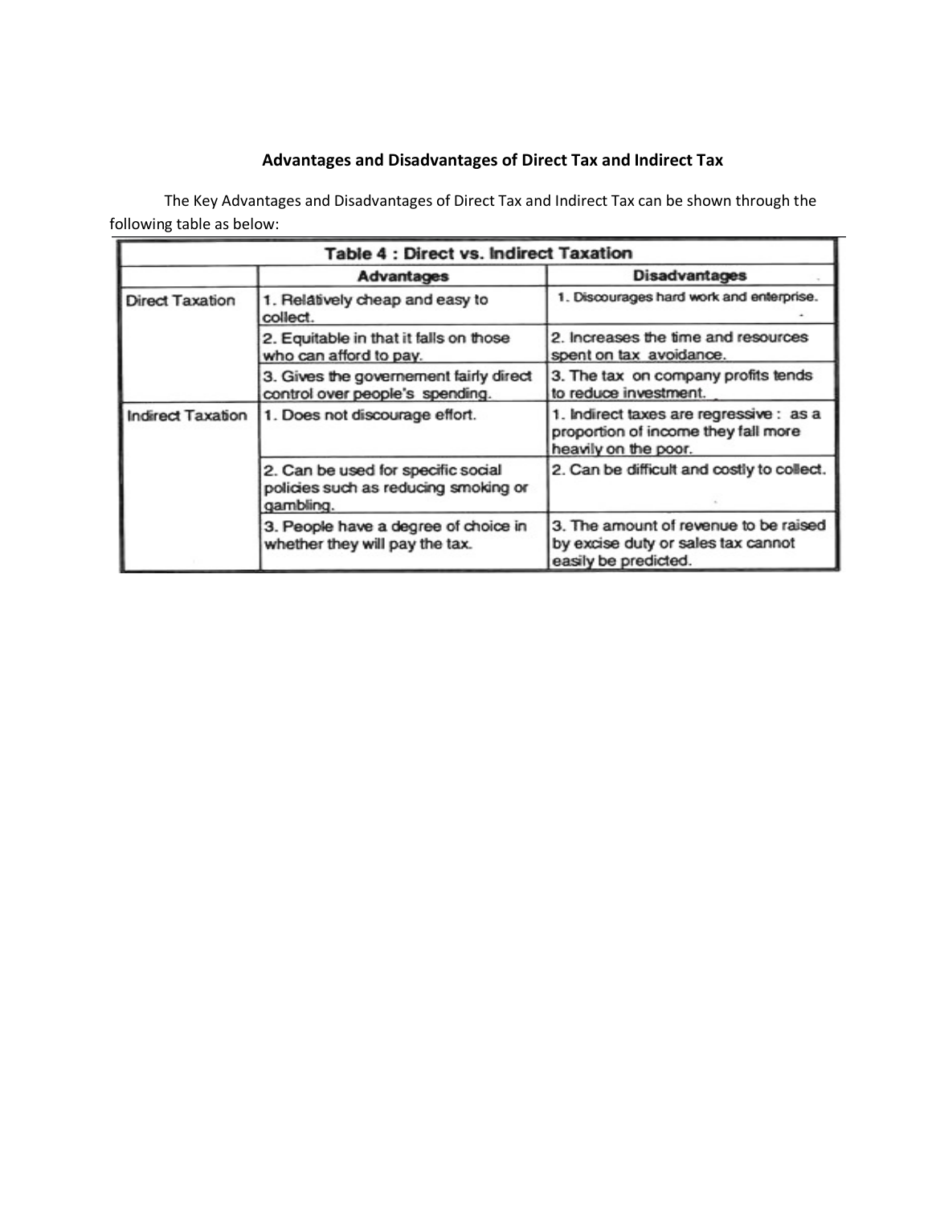**Advantages and Disadvantages of Direct Tax and Indirect Tax**

The Key Advantages and Disadvantages of Direct Tax and Indirect Tax can be shown through the following table as below:

**Table 4 : Direct vs. Indirect Taxation**

| | Advantages | Disadvantages |
|---|---|---|
| Direct Taxation | 1. Relatively cheap and easy to collect. | 1. Discourages hard work and enterprise. |
| | 2. Equitable in that it falls on those who can afford to pay. | 2. Increases the time and resources spent on tax avoidance. |
| | 3. Gives the governement fairly direct control over people's spending. | 3. The tax on company profits tends to reduce investment. |
| Indirect Taxation | 1. Does not discourage effort. | 1. Indirect taxes are regressive : as a proportion of income they fall more heavily on the poor. |
| | 2. Can be used for specific social policies such as reducing smoking or gambling. | 2. Can be difficult and costly to collect. |
| | 3. People have a degree of choice in whether they will pay the tax. | 3. The amount of revenue to be raised by excise duty or sales tax cannot easily be predicted. |